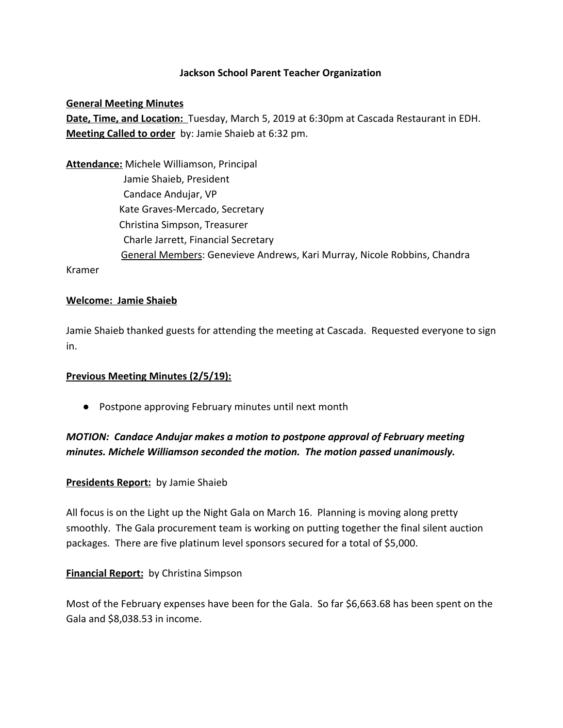# Jackson School Parent Teacher Organization

**General Meeting Minutes**

**Date, Time, and Location:** Tuesday, March 5, 2019 at 6:30pm at Cascada Restaurant in EDH.

**Meeting Called to order** by: Jamie Shaieb at 6:32 pm.

**Attendance:** Michele Williamson, Principal
Jamie Shaieb, President
Candace Andujar, VP
Kate Graves-Mercado, Secretary
Christina Simpson, Treasurer
Charle Jarrett, Financial Secretary
General Members: Genevieve Andrews, Kari Murray, Nicole Robbins, Chandra Kramer

**Welcome: Jamie Shaieb**

Jamie Shaieb thanked guests for attending the meeting at Cascada. Requested everyone to sign in.

**Previous Meeting Minutes (2/5/19):**

- Postpone approving February minutes until next month

***MOTION: Candace Andujar makes a motion to postpone approval of February meeting minutes. Michele Williamson seconded the motion. The motion passed unanimously.***

**Presidents Report:** by Jamie Shaieb

All focus is on the Light up the Night Gala on March 16. Planning is moving along pretty smoothly. The Gala procurement team is working on putting together the final silent auction packages. There are five platinum level sponsors secured for a total of $5,000.

**Financial Report:** by Christina Simpson

Most of the February expenses have been for the Gala. So far $6,663.68 has been spent on the Gala and $8,038.53 in income.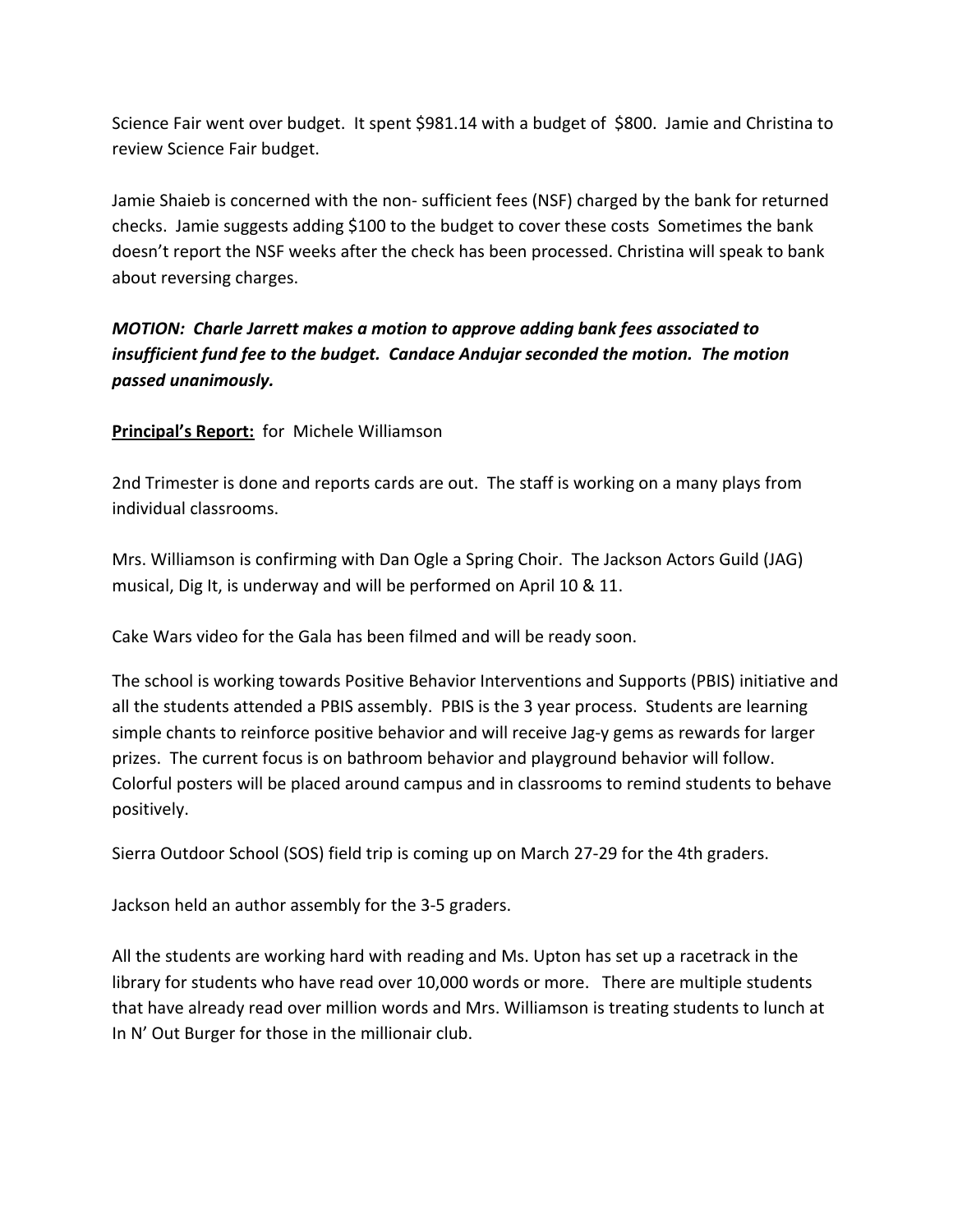Science Fair went over budget. It spent $981.14 with a budget of $800. Jamie and Christina to review Science Fair budget.

Jamie Shaieb is concerned with the non- sufficient fees (NSF) charged by the bank for returned checks. Jamie suggests adding $100 to the budget to cover these costs Sometimes the bank doesn't report the NSF weeks after the check has been processed. Christina will speak to bank about reversing charges.

***MOTION: Charle Jarrett makes a motion to approve adding bank fees associated to insufficient fund fee to the budget. Candace Andujar seconded the motion. The motion passed unanimously.***

**Principal's Report:** for Michele Williamson

2nd Trimester is done and reports cards are out. The staff is working on a many plays from individual classrooms.

Mrs. Williamson is confirming with Dan Ogle a Spring Choir. The Jackson Actors Guild (JAG) musical, Dig It, is underway and will be performed on April 10 & 11.

Cake Wars video for the Gala has been filmed and will be ready soon.

The school is working towards Positive Behavior Interventions and Supports (PBIS) initiative and all the students attended a PBIS assembly. PBIS is the 3 year process. Students are learning simple chants to reinforce positive behavior and will receive Jag-y gems as rewards for larger prizes. The current focus is on bathroom behavior and playground behavior will follow. Colorful posters will be placed around campus and in classrooms to remind students to behave positively.

Sierra Outdoor School (SOS) field trip is coming up on March 27-29 for the 4th graders.

Jackson held an author assembly for the 3-5 graders.

All the students are working hard with reading and Ms. Upton has set up a racetrack in the library for students who have read over 10,000 words or more. There are multiple students that have already read over million words and Mrs. Williamson is treating students to lunch at In N' Out Burger for those in the millionair club.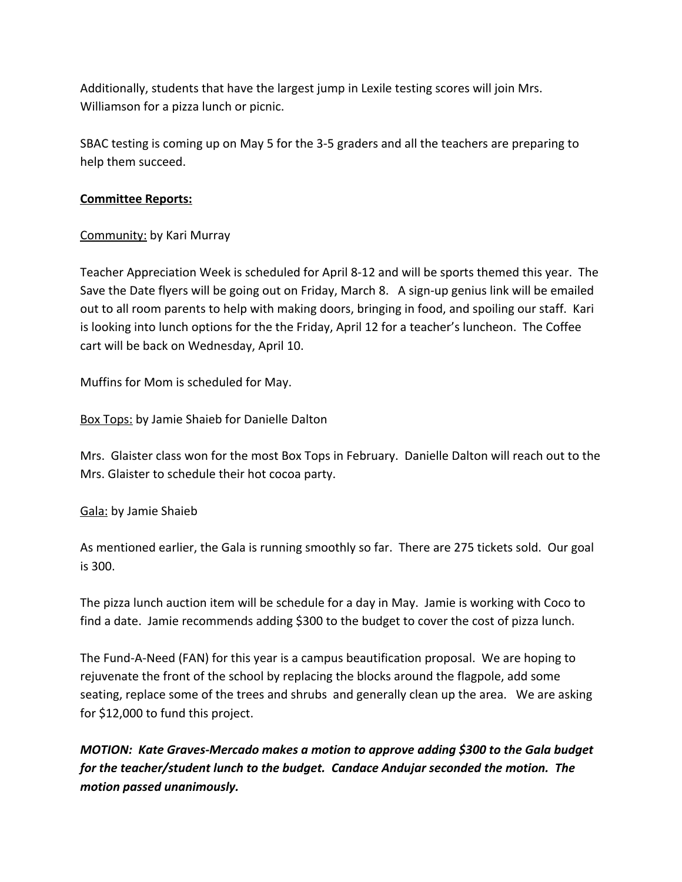Additionally, students that have the largest jump in Lexile testing scores will join Mrs. Williamson for a pizza lunch or picnic.

SBAC testing is coming up on May 5 for the 3-5 graders and all the teachers are preparing to help them succeed.

**Committee Reports:**

Community: by Kari Murray

Teacher Appreciation Week is scheduled for April 8-12 and will be sports themed this year. The Save the Date flyers will be going out on Friday, March 8. A sign-up genius link will be emailed out to all room parents to help with making doors, bringing in food, and spoiling our staff. Kari is looking into lunch options for the the Friday, April 12 for a teacher's luncheon. The Coffee cart will be back on Wednesday, April 10.

Muffins for Mom is scheduled for May.

Box Tops: by Jamie Shaieb for Danielle Dalton

Mrs. Glaister class won for the most Box Tops in February. Danielle Dalton will reach out to the Mrs. Glaister to schedule their hot cocoa party.

Gala: by Jamie Shaieb

As mentioned earlier, the Gala is running smoothly so far. There are 275 tickets sold. Our goal is 300.

The pizza lunch auction item will be schedule for a day in May. Jamie is working with Coco to find a date. Jamie recommends adding $300 to the budget to cover the cost of pizza lunch.

The Fund-A-Need (FAN) for this year is a campus beautification proposal. We are hoping to rejuvenate the front of the school by replacing the blocks around the flagpole, add some seating, replace some of the trees and shrubs and generally clean up the area. We are asking for $12,000 to fund this project.

***MOTION: Kate Graves-Mercado makes a motion to approve adding $300 to the Gala budget for the teacher/student lunch to the budget. Candace Andujar seconded the motion. The motion passed unanimously.***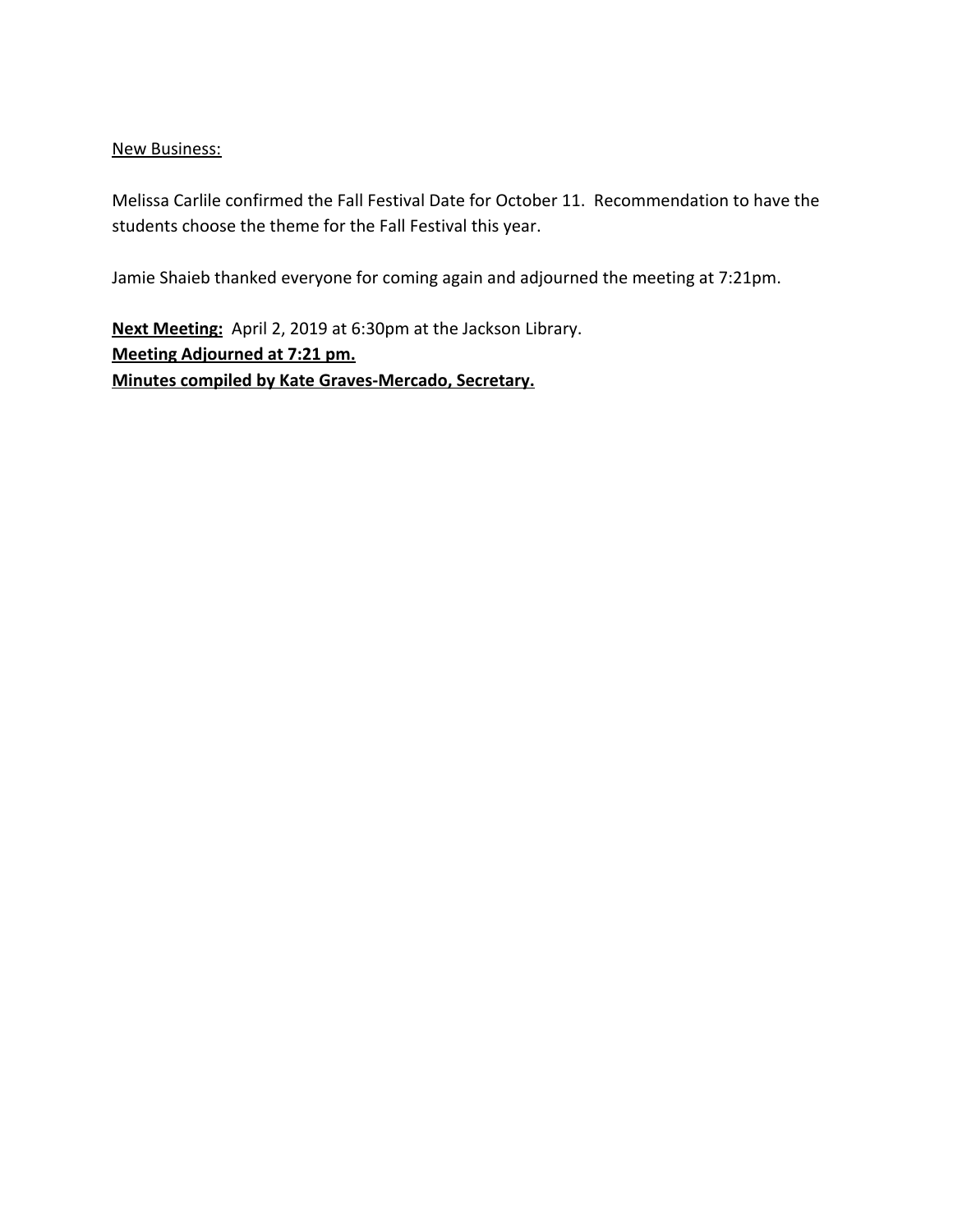<u>New Business:</u>

Melissa Carlile confirmed the Fall Festival Date for October 11. Recommendation to have the students choose the theme for the Fall Festival this year.

Jamie Shaieb thanked everyone for coming again and adjourned the meeting at 7:21pm.

**<u>Next Meeting:</u>** April 2, 2019 at 6:30pm at the Jackson Library.
**<u>Meeting Adjourned at 7:21 pm.</u>**
**<u>Minutes compiled by Kate Graves-Mercado, Secretary.</u>**